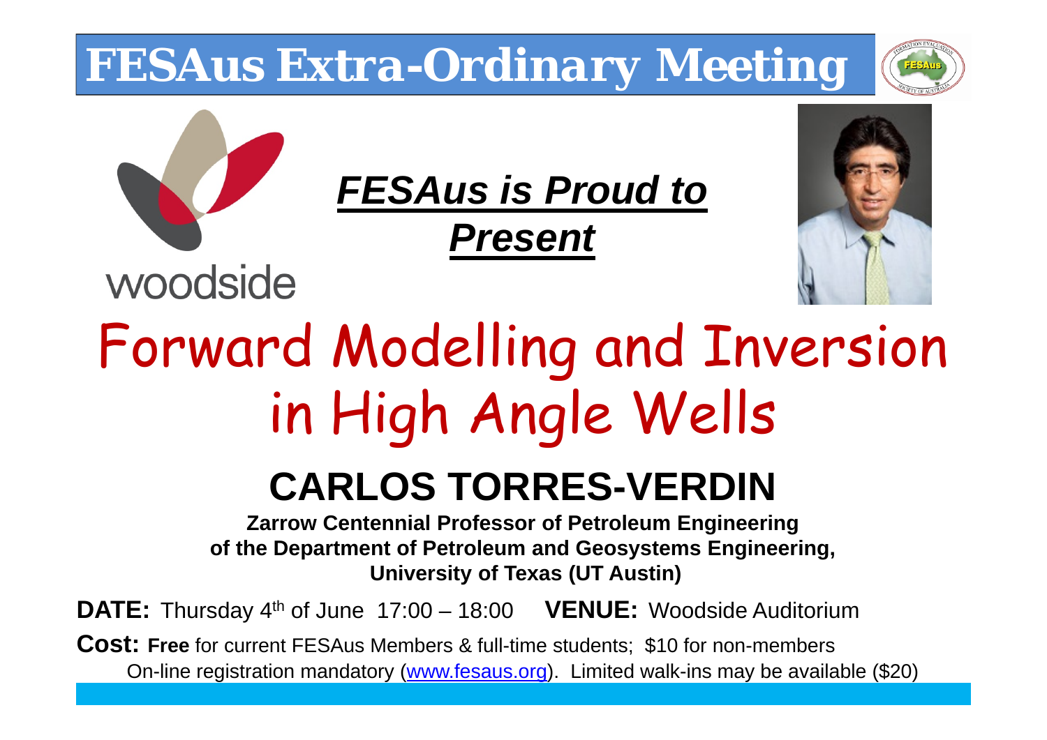# FESAus Extra-Ordinary Meeting

woodside

***FESAus is Proud to Present***

# Forward Modelling and Inversion in High Angle Wells

## CARLOS TORRES-VERDIN

**Zarrow Centennial Professor of Petroleum Engineering of the Department of Petroleum and Geosystems Engineering, University of Texas (UT Austin)**

**DATE:** Thursday 4th of June 17:00 – 18:00 **VENUE:** Woodside Auditorium

**Cost:** **Free** for current FESAus Members & full-time students; $10 for non-members

On-line registration mandatory (www.fesaus.org). Limited walk-ins may be available ($20)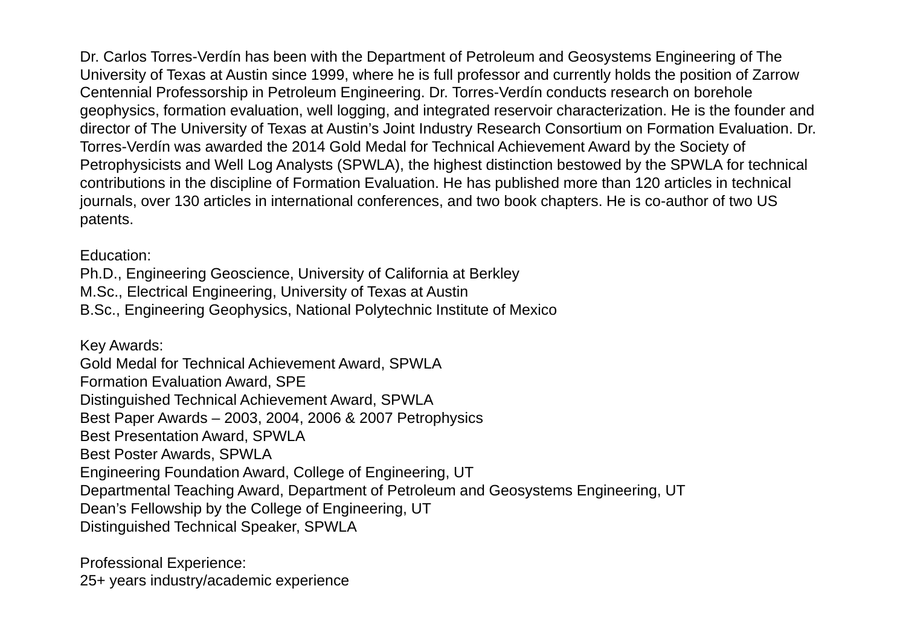Dr. Carlos Torres-Verdín has been with the Department of Petroleum and Geosystems Engineering of The University of Texas at Austin since 1999, where he is full professor and currently holds the position of Zarrow Centennial Professorship in Petroleum Engineering. Dr. Torres-Verdín conducts research on borehole geophysics, formation evaluation, well logging, and integrated reservoir characterization. He is the founder and director of The University of Texas at Austin's Joint Industry Research Consortium on Formation Evaluation. Dr. Torres-Verdín was awarded the 2014 Gold Medal for Technical Achievement Award by the Society of Petrophysicists and Well Log Analysts (SPWLA), the highest distinction bestowed by the SPWLA for technical contributions in the discipline of Formation Evaluation. He has published more than 120 articles in technical journals, over 130 articles in international conferences, and two book chapters. He is co-author of two US patents.

Education:
Ph.D., Engineering Geoscience, University of California at Berkley
M.Sc., Electrical Engineering, University of Texas at Austin
B.Sc., Engineering Geophysics, National Polytechnic Institute of Mexico

Key Awards:
Gold Medal for Technical Achievement Award, SPWLA
Formation Evaluation Award, SPE
Distinguished Technical Achievement Award, SPWLA
Best Paper Awards – 2003, 2004, 2006 & 2007 Petrophysics
Best Presentation Award, SPWLA
Best Poster Awards, SPWLA
Engineering Foundation Award, College of Engineering, UT
Departmental Teaching Award, Department of Petroleum and Geosystems Engineering, UT
Dean's Fellowship by the College of Engineering, UT
Distinguished Technical Speaker, SPWLA

Professional Experience:
25+ years industry/academic experience